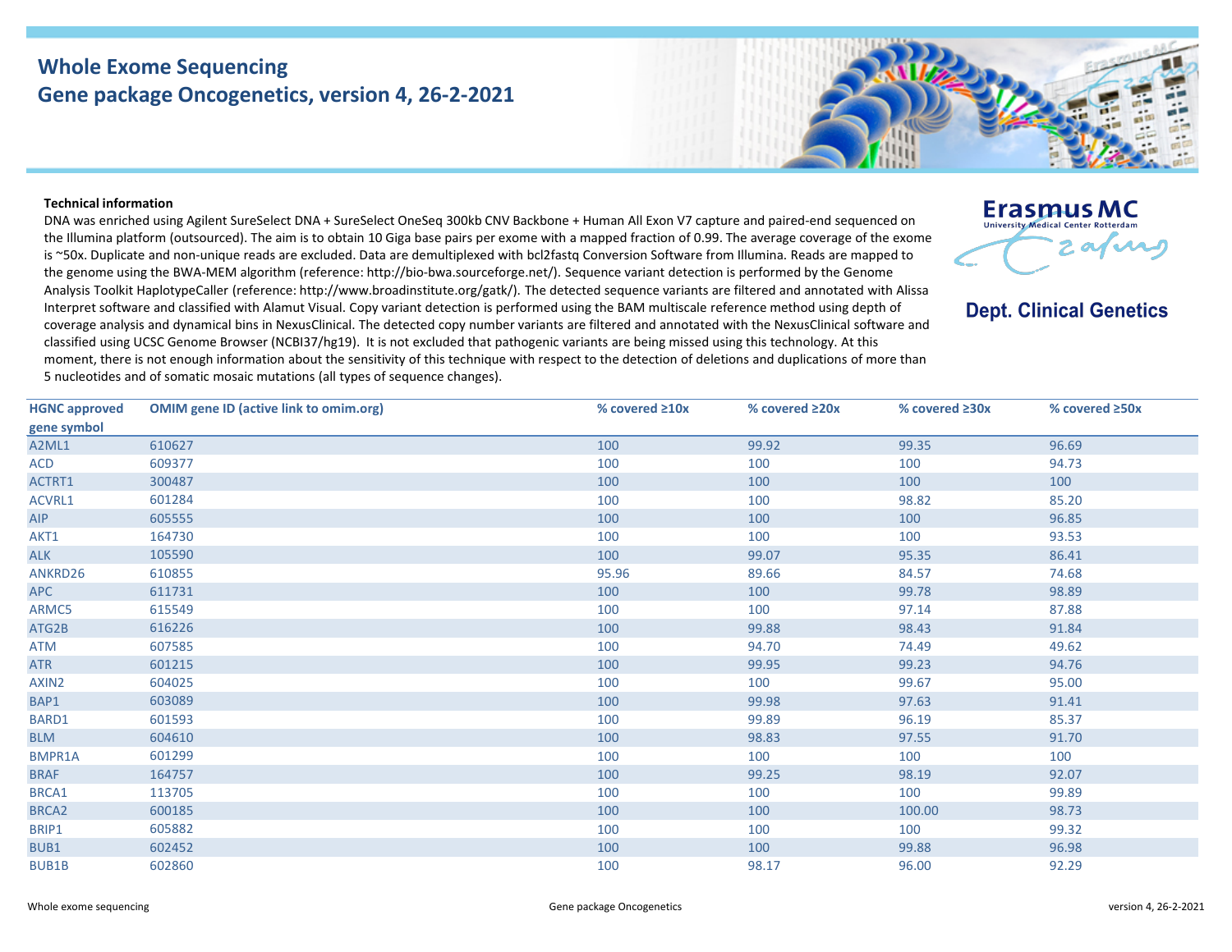# Whole Exome Sequencing
## Gene package Oncogenetics, version 4, 26-2-2021

Erasmus MC
University Medical Center Rotterdam

**Dept. Clinical Genetics**

**Technical information**

DNA was enriched using Agilent SureSelect DNA + SureSelect OneSeq 300kb CNV Backbone + Human All Exon V7 capture and paired-end sequenced on the Illumina platform (outsourced). The aim is to obtain 10 Giga base pairs per exome with a mapped fraction of 0.99. The average coverage of the exome is ~50x. Duplicate and non-unique reads are excluded. Data are demultiplexed with bcl2fastq Conversion Software from Illumina. Reads are mapped to the genome using the BWA-MEM algorithm (reference: http://bio-bwa.sourceforge.net/). Sequence variant detection is performed by the Genome Analysis Toolkit HaplotypeCaller (reference: http://www.broadinstitute.org/gatk/). The detected sequence variants are filtered and annotated with Alissa Interpret software and classified with Alamut Visual. Copy variant detection is performed using the BAM multiscale reference method using depth of coverage analysis and dynamical bins in NexusClinical. The detected copy number variants are filtered and annotated with the NexusClinical software and classified using UCSC Genome Browser (NCBI37/hg19). It is not excluded that pathogenic variants are being missed using this technology. At this moment, there is not enough information about the sensitivity of this technique with respect to the detection of deletions and duplications of more than 5 nucleotides and of somatic mosaic mutations (all types of sequence changes).

| HGNC approved gene symbol | OMIM gene ID (active link to omim.org) | % covered ≥10x | % covered ≥20x | % covered ≥30x | % covered ≥50x |
|---|---|---|---|---|---|
| A2ML1 | 610627 | 100 | 99.92 | 99.35 | 96.69 |
| ACD | 609377 | 100 | 100 | 100 | 94.73 |
| ACTRT1 | 300487 | 100 | 100 | 100 | 100 |
| ACVRL1 | 601284 | 100 | 100 | 98.82 | 85.20 |
| AIP | 605555 | 100 | 100 | 100 | 96.85 |
| AKT1 | 164730 | 100 | 100 | 100 | 93.53 |
| ALK | 105590 | 100 | 99.07 | 95.35 | 86.41 |
| ANKRD26 | 610855 | 95.96 | 89.66 | 84.57 | 74.68 |
| APC | 611731 | 100 | 100 | 99.78 | 98.89 |
| ARMC5 | 615549 | 100 | 100 | 97.14 | 87.88 |
| ATG2B | 616226 | 100 | 99.88 | 98.43 | 91.84 |
| ATM | 607585 | 100 | 94.70 | 74.49 | 49.62 |
| ATR | 601215 | 100 | 99.95 | 99.23 | 94.76 |
| AXIN2 | 604025 | 100 | 100 | 99.67 | 95.00 |
| BAP1 | 603089 | 100 | 99.98 | 97.63 | 91.41 |
| BARD1 | 601593 | 100 | 99.89 | 96.19 | 85.37 |
| BLM | 604610 | 100 | 98.83 | 97.55 | 91.70 |
| BMPR1A | 601299 | 100 | 100 | 100 | 100 |
| BRAF | 164757 | 100 | 99.25 | 98.19 | 92.07 |
| BRCA1 | 113705 | 100 | 100 | 100 | 99.89 |
| BRCA2 | 600185 | 100 | 100 | 100.00 | 98.73 |
| BRIP1 | 605882 | 100 | 100 | 100 | 99.32 |
| BUB1 | 602452 | 100 | 100 | 99.88 | 96.98 |
| BUB1B | 602860 | 100 | 98.17 | 96.00 | 92.29 |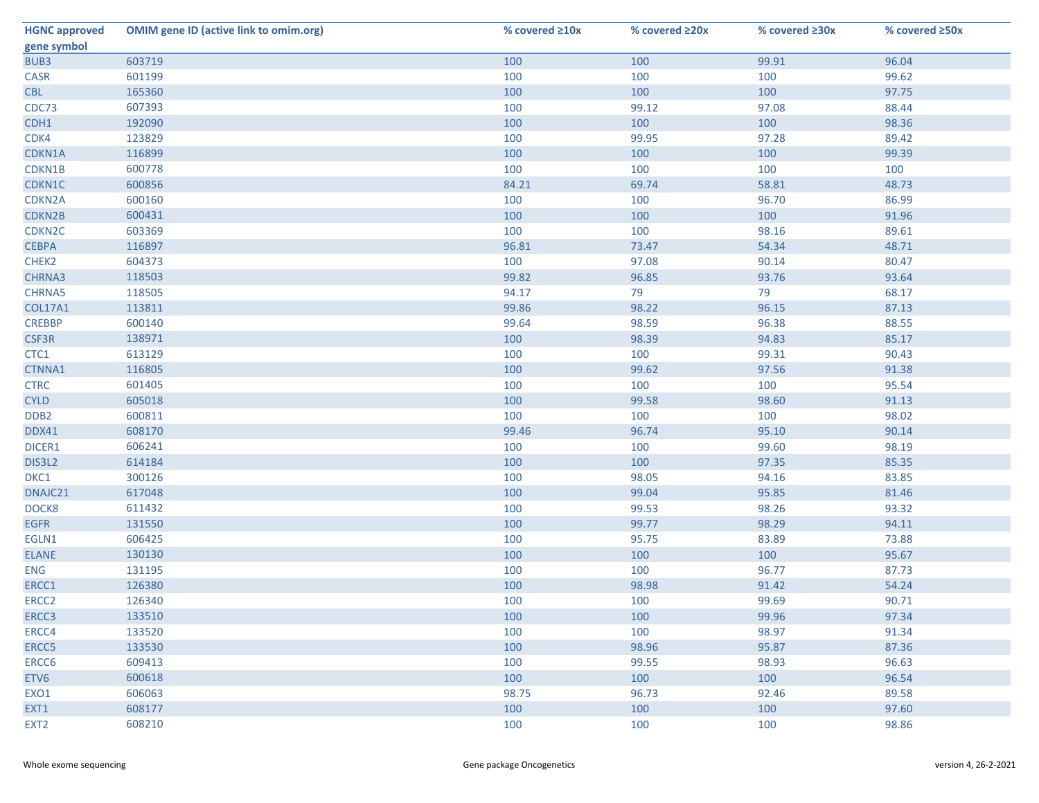| HGNC approved gene symbol | OMIM gene ID (active link to omim.org) | % covered ≥10x | % covered ≥20x | % covered ≥30x | % covered ≥50x |
|---|---|---|---|---|---|
| BUB3 | 603719 | 100 | 100 | 99.91 | 96.04 |
| CASR | 601199 | 100 | 100 | 100 | 99.62 |
| CBL | 165360 | 100 | 100 | 100 | 97.75 |
| CDC73 | 607393 | 100 | 99.12 | 97.08 | 88.44 |
| CDH1 | 192090 | 100 | 100 | 100 | 98.36 |
| CDK4 | 123829 | 100 | 99.95 | 97.28 | 89.42 |
| CDKN1A | 116899 | 100 | 100 | 100 | 99.39 |
| CDKN1B | 600778 | 100 | 100 | 100 | 100 |
| CDKN1C | 600856 | 84.21 | 69.74 | 58.81 | 48.73 |
| CDKN2A | 600160 | 100 | 100 | 96.70 | 86.99 |
| CDKN2B | 600431 | 100 | 100 | 100 | 91.96 |
| CDKN2C | 603369 | 100 | 100 | 98.16 | 89.61 |
| CEBPA | 116897 | 96.81 | 73.47 | 54.34 | 48.71 |
| CHEK2 | 604373 | 100 | 97.08 | 90.14 | 80.47 |
| CHRNA3 | 118503 | 99.82 | 96.85 | 93.76 | 93.64 |
| CHRNA5 | 118505 | 94.17 | 79 | 79 | 68.17 |
| COL17A1 | 113811 | 99.86 | 98.22 | 96.15 | 87.13 |
| CREBBP | 600140 | 99.64 | 98.59 | 96.38 | 88.55 |
| CSF3R | 138971 | 100 | 98.39 | 94.83 | 85.17 |
| CTC1 | 613129 | 100 | 100 | 99.31 | 90.43 |
| CTNNA1 | 116805 | 100 | 99.62 | 97.56 | 91.38 |
| CTRC | 601405 | 100 | 100 | 100 | 95.54 |
| CYLD | 605018 | 100 | 99.58 | 98.60 | 91.13 |
| DDB2 | 600811 | 100 | 100 | 100 | 98.02 |
| DDX41 | 608170 | 99.46 | 96.74 | 95.10 | 90.14 |
| DICER1 | 606241 | 100 | 100 | 99.60 | 98.19 |
| DIS3L2 | 614184 | 100 | 100 | 97.35 | 85.35 |
| DKC1 | 300126 | 100 | 98.05 | 94.16 | 83.85 |
| DNAJC21 | 617048 | 100 | 99.04 | 95.85 | 81.46 |
| DOCK8 | 611432 | 100 | 99.53 | 98.26 | 93.32 |
| EGFR | 131550 | 100 | 99.77 | 98.29 | 94.11 |
| EGLN1 | 606425 | 100 | 95.75 | 83.89 | 73.88 |
| ELANE | 130130 | 100 | 100 | 100 | 95.67 |
| ENG | 131195 | 100 | 100 | 96.77 | 87.73 |
| ERCC1 | 126380 | 100 | 98.98 | 91.42 | 54.24 |
| ERCC2 | 126340 | 100 | 100 | 99.69 | 90.71 |
| ERCC3 | 133510 | 100 | 100 | 99.96 | 97.34 |
| ERCC4 | 133520 | 100 | 100 | 98.97 | 91.34 |
| ERCC5 | 133530 | 100 | 98.96 | 95.87 | 87.36 |
| ERCC6 | 609413 | 100 | 99.55 | 98.93 | 96.63 |
| ETV6 | 600618 | 100 | 100 | 100 | 96.54 |
| EXO1 | 606063 | 98.75 | 96.73 | 92.46 | 89.58 |
| EXT1 | 608177 | 100 | 100 | 100 | 97.60 |
| EXT2 | 608210 | 100 | 100 | 100 | 98.86 |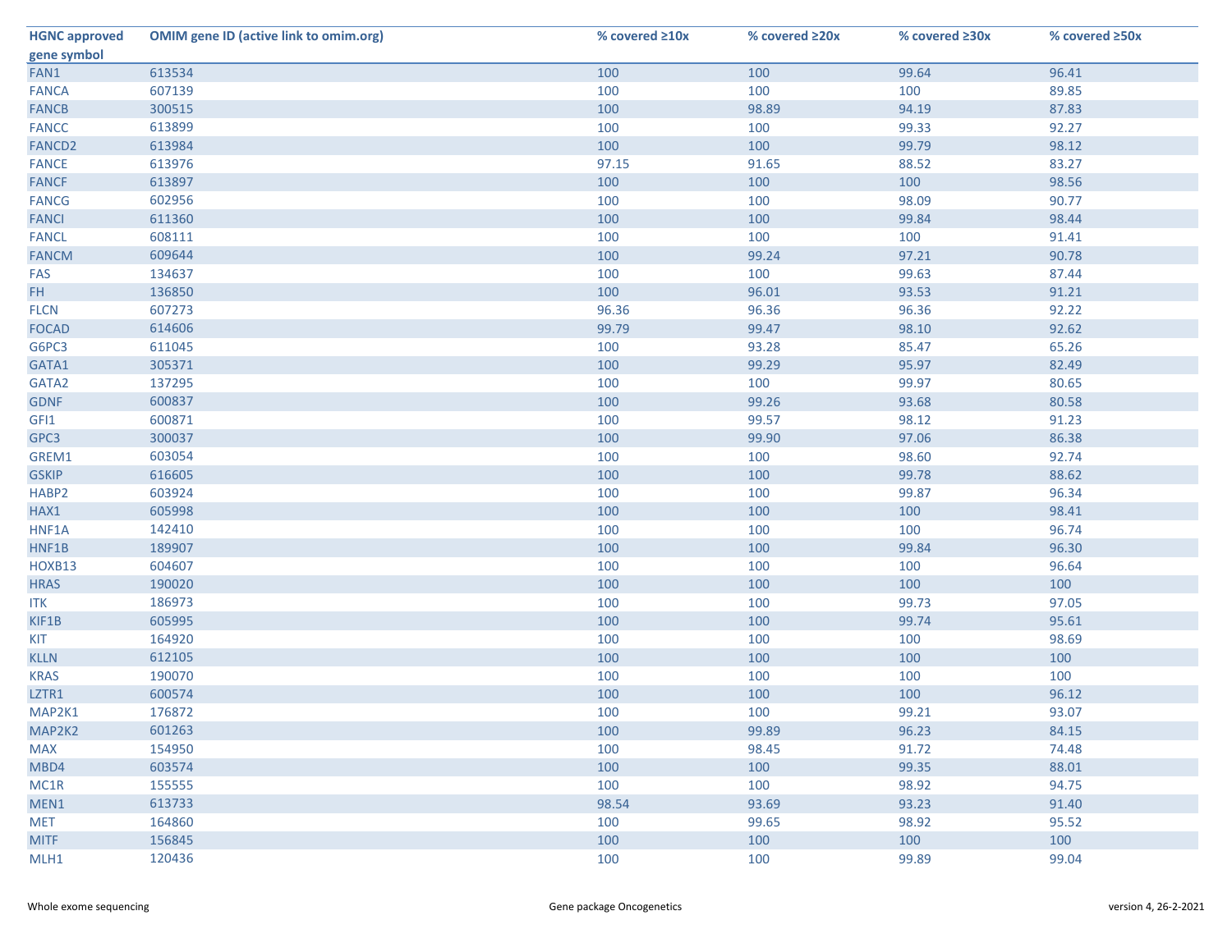| HGNC approved gene symbol | OMIM gene ID (active link to omim.org) | % covered ≥10x | % covered ≥20x | % covered ≥30x | % covered ≥50x |
|---|---|---|---|---|---|
| FAN1 | 613534 | 100 | 100 | 99.64 | 96.41 |
| FANCA | 607139 | 100 | 100 | 100 | 89.85 |
| FANCB | 300515 | 100 | 98.89 | 94.19 | 87.83 |
| FANCC | 613899 | 100 | 100 | 99.33 | 92.27 |
| FANCD2 | 613984 | 100 | 100 | 99.79 | 98.12 |
| FANCE | 613976 | 97.15 | 91.65 | 88.52 | 83.27 |
| FANCF | 613897 | 100 | 100 | 100 | 98.56 |
| FANCG | 602956 | 100 | 100 | 98.09 | 90.77 |
| FANCI | 611360 | 100 | 100 | 99.84 | 98.44 |
| FANCL | 608111 | 100 | 100 | 100 | 91.41 |
| FANCM | 609644 | 100 | 99.24 | 97.21 | 90.78 |
| FAS | 134637 | 100 | 100 | 99.63 | 87.44 |
| FH | 136850 | 100 | 96.01 | 93.53 | 91.21 |
| FLCN | 607273 | 96.36 | 96.36 | 96.36 | 92.22 |
| FOCAD | 614606 | 99.79 | 99.47 | 98.10 | 92.62 |
| G6PC3 | 611045 | 100 | 93.28 | 85.47 | 65.26 |
| GATA1 | 305371 | 100 | 99.29 | 95.97 | 82.49 |
| GATA2 | 137295 | 100 | 100 | 99.97 | 80.65 |
| GDNF | 600837 | 100 | 99.26 | 93.68 | 80.58 |
| GFI1 | 600871 | 100 | 99.57 | 98.12 | 91.23 |
| GPC3 | 300037 | 100 | 99.90 | 97.06 | 86.38 |
| GREM1 | 603054 | 100 | 100 | 98.60 | 92.74 |
| GSKIP | 616605 | 100 | 100 | 99.78 | 88.62 |
| HABP2 | 603924 | 100 | 100 | 99.87 | 96.34 |
| HAX1 | 605998 | 100 | 100 | 100 | 98.41 |
| HNF1A | 142410 | 100 | 100 | 100 | 96.74 |
| HNF1B | 189907 | 100 | 100 | 99.84 | 96.30 |
| HOXB13 | 604607 | 100 | 100 | 100 | 96.64 |
| HRAS | 190020 | 100 | 100 | 100 | 100 |
| ITK | 186973 | 100 | 100 | 99.73 | 97.05 |
| KIF1B | 605995 | 100 | 100 | 99.74 | 95.61 |
| KIT | 164920 | 100 | 100 | 100 | 98.69 |
| KLLN | 612105 | 100 | 100 | 100 | 100 |
| KRAS | 190070 | 100 | 100 | 100 | 100 |
| LZTR1 | 600574 | 100 | 100 | 100 | 96.12 |
| MAP2K1 | 176872 | 100 | 100 | 99.21 | 93.07 |
| MAP2K2 | 601263 | 100 | 99.89 | 96.23 | 84.15 |
| MAX | 154950 | 100 | 98.45 | 91.72 | 74.48 |
| MBD4 | 603574 | 100 | 100 | 99.35 | 88.01 |
| MC1R | 155555 | 100 | 100 | 98.92 | 94.75 |
| MEN1 | 613733 | 98.54 | 93.69 | 93.23 | 91.40 |
| MET | 164860 | 100 | 99.65 | 98.92 | 95.52 |
| MITF | 156845 | 100 | 100 | 100 | 100 |
| MLH1 | 120436 | 100 | 100 | 99.89 | 99.04 |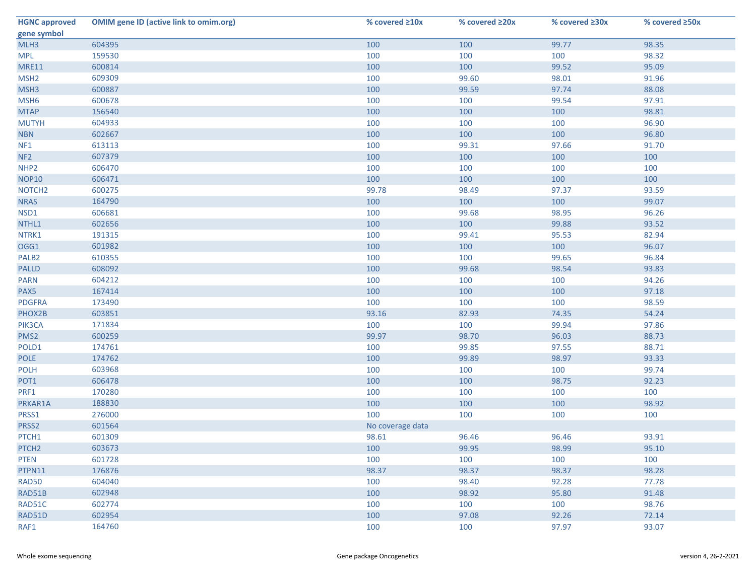| HGNC approved gene symbol | OMIM gene ID (active link to omim.org) | % covered ≥10x | % covered ≥20x | % covered ≥30x | % covered ≥50x |
|---|---|---|---|---|---|
| MLH3 | 604395 | 100 | 100 | 99.77 | 98.35 |
| MPL | 159530 | 100 | 100 | 100 | 98.32 |
| MRE11 | 600814 | 100 | 100 | 99.52 | 95.09 |
| MSH2 | 609309 | 100 | 99.60 | 98.01 | 91.96 |
| MSH3 | 600887 | 100 | 99.59 | 97.74 | 88.08 |
| MSH6 | 600678 | 100 | 100 | 99.54 | 97.91 |
| MTAP | 156540 | 100 | 100 | 100 | 98.81 |
| MUTYH | 604933 | 100 | 100 | 100 | 96.90 |
| NBN | 602667 | 100 | 100 | 100 | 96.80 |
| NF1 | 613113 | 100 | 99.31 | 97.66 | 91.70 |
| NF2 | 607379 | 100 | 100 | 100 | 100 |
| NHP2 | 606470 | 100 | 100 | 100 | 100 |
| NOP10 | 606471 | 100 | 100 | 100 | 100 |
| NOTCH2 | 600275 | 99.78 | 98.49 | 97.37 | 93.59 |
| NRAS | 164790 | 100 | 100 | 100 | 99.07 |
| NSD1 | 606681 | 100 | 99.68 | 98.95 | 96.26 |
| NTHL1 | 602656 | 100 | 100 | 99.88 | 93.52 |
| NTRK1 | 191315 | 100 | 99.41 | 95.53 | 82.94 |
| OGG1 | 601982 | 100 | 100 | 100 | 96.07 |
| PALB2 | 610355 | 100 | 100 | 99.65 | 96.84 |
| PALLD | 608092 | 100 | 99.68 | 98.54 | 93.83 |
| PARN | 604212 | 100 | 100 | 100 | 94.26 |
| PAX5 | 167414 | 100 | 100 | 100 | 97.18 |
| PDGFRA | 173490 | 100 | 100 | 100 | 98.59 |
| PHOX2B | 603851 | 93.16 | 82.93 | 74.35 | 54.24 |
| PIK3CA | 171834 | 100 | 100 | 99.94 | 97.86 |
| PMS2 | 600259 | 99.97 | 98.70 | 96.03 | 88.73 |
| POLD1 | 174761 | 100 | 99.85 | 97.55 | 88.71 |
| POLE | 174762 | 100 | 99.89 | 98.97 | 93.33 |
| POLH | 603968 | 100 | 100 | 100 | 99.74 |
| POT1 | 606478 | 100 | 100 | 98.75 | 92.23 |
| PRF1 | 170280 | 100 | 100 | 100 | 100 |
| PRKAR1A | 188830 | 100 | 100 | 100 | 98.92 |
| PRSS1 | 276000 | 100 | 100 | 100 | 100 |
| PRSS2 | 601564 | No coverage data | | | |
| PTCH1 | 601309 | 98.61 | 96.46 | 96.46 | 93.91 |
| PTCH2 | 603673 | 100 | 99.95 | 98.99 | 95.10 |
| PTEN | 601728 | 100 | 100 | 100 | 100 |
| PTPN11 | 176876 | 98.37 | 98.37 | 98.37 | 98.28 |
| RAD50 | 604040 | 100 | 98.40 | 92.28 | 77.78 |
| RAD51B | 602948 | 100 | 98.92 | 95.80 | 91.48 |
| RAD51C | 602774 | 100 | 100 | 100 | 98.76 |
| RAD51D | 602954 | 100 | 97.08 | 92.26 | 72.14 |
| RAF1 | 164760 | 100 | 100 | 97.97 | 93.07 |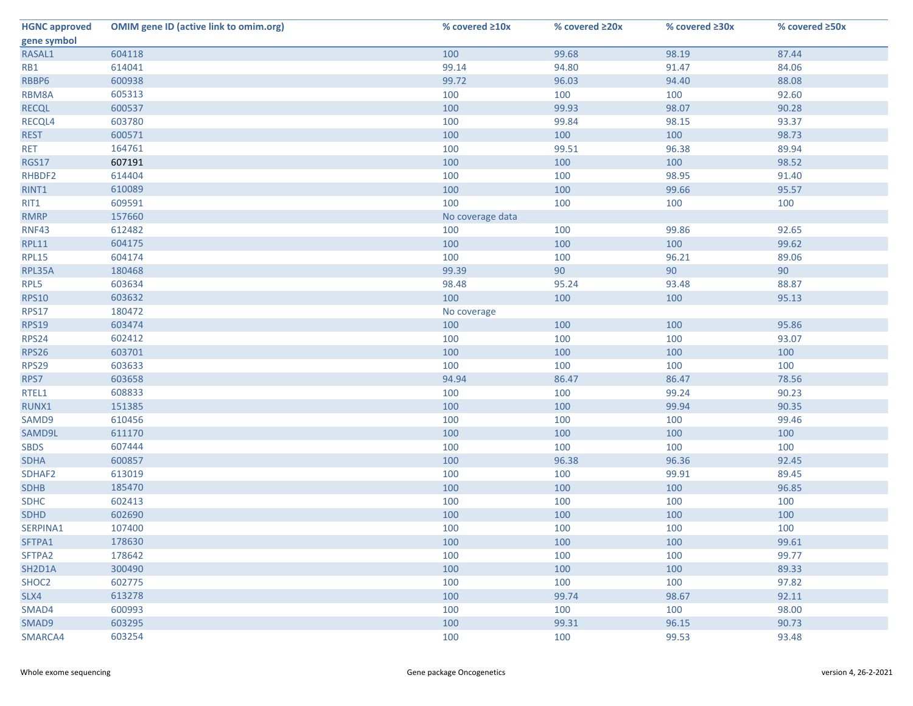| HGNC approved gene symbol | OMIM gene ID (active link to omim.org) | % covered ≥10x | % covered ≥20x | % covered ≥30x | % covered ≥50x |
|---|---|---|---|---|---|
| RASAL1 | 604118 | 100 | 99.68 | 98.19 | 87.44 |
| RB1 | 614041 | 99.14 | 94.80 | 91.47 | 84.06 |
| RBBP6 | 600938 | 99.72 | 96.03 | 94.40 | 88.08 |
| RBM8A | 605313 | 100 | 100 | 100 | 92.60 |
| RECQL | 600537 | 100 | 99.93 | 98.07 | 90.28 |
| RECQL4 | 603780 | 100 | 99.84 | 98.15 | 93.37 |
| REST | 600571 | 100 | 100 | 100 | 98.73 |
| RET | 164761 | 100 | 99.51 | 96.38 | 89.94 |
| RGS17 | 607191 | 100 | 100 | 100 | 98.52 |
| RHBDF2 | 614404 | 100 | 100 | 98.95 | 91.40 |
| RINT1 | 610089 | 100 | 100 | 99.66 | 95.57 |
| RIT1 | 609591 | 100 | 100 | 100 | 100 |
| RMRP | 157660 | No coverage data | | | |
| RNF43 | 612482 | 100 | 100 | 99.86 | 92.65 |
| RPL11 | 604175 | 100 | 100 | 100 | 99.62 |
| RPL15 | 604174 | 100 | 100 | 96.21 | 89.06 |
| RPL35A | 180468 | 99.39 | 90 | 90 | 90 |
| RPL5 | 603634 | 98.48 | 95.24 | 93.48 | 88.87 |
| RPS10 | 603632 | 100 | 100 | 100 | 95.13 |
| RPS17 | 180472 | No coverage | | | |
| RPS19 | 603474 | 100 | 100 | 100 | 95.86 |
| RPS24 | 602412 | 100 | 100 | 100 | 93.07 |
| RPS26 | 603701 | 100 | 100 | 100 | 100 |
| RPS29 | 603633 | 100 | 100 | 100 | 100 |
| RPS7 | 603658 | 94.94 | 86.47 | 86.47 | 78.56 |
| RTEL1 | 608833 | 100 | 100 | 99.24 | 90.23 |
| RUNX1 | 151385 | 100 | 100 | 99.94 | 90.35 |
| SAMD9 | 610456 | 100 | 100 | 100 | 99.46 |
| SAMD9L | 611170 | 100 | 100 | 100 | 100 |
| SBDS | 607444 | 100 | 100 | 100 | 100 |
| SDHA | 600857 | 100 | 96.38 | 96.36 | 92.45 |
| SDHAF2 | 613019 | 100 | 100 | 99.91 | 89.45 |
| SDHB | 185470 | 100 | 100 | 100 | 96.85 |
| SDHC | 602413 | 100 | 100 | 100 | 100 |
| SDHD | 602690 | 100 | 100 | 100 | 100 |
| SERPINA1 | 107400 | 100 | 100 | 100 | 100 |
| SFTPA1 | 178630 | 100 | 100 | 100 | 99.61 |
| SFTPA2 | 178642 | 100 | 100 | 100 | 99.77 |
| SH2D1A | 300490 | 100 | 100 | 100 | 89.33 |
| SHOC2 | 602775 | 100 | 100 | 100 | 97.82 |
| SLX4 | 613278 | 100 | 99.74 | 98.67 | 92.11 |
| SMAD4 | 600993 | 100 | 100 | 100 | 98.00 |
| SMAD9 | 603295 | 100 | 99.31 | 96.15 | 90.73 |
| SMARCA4 | 603254 | 100 | 100 | 99.53 | 93.48 |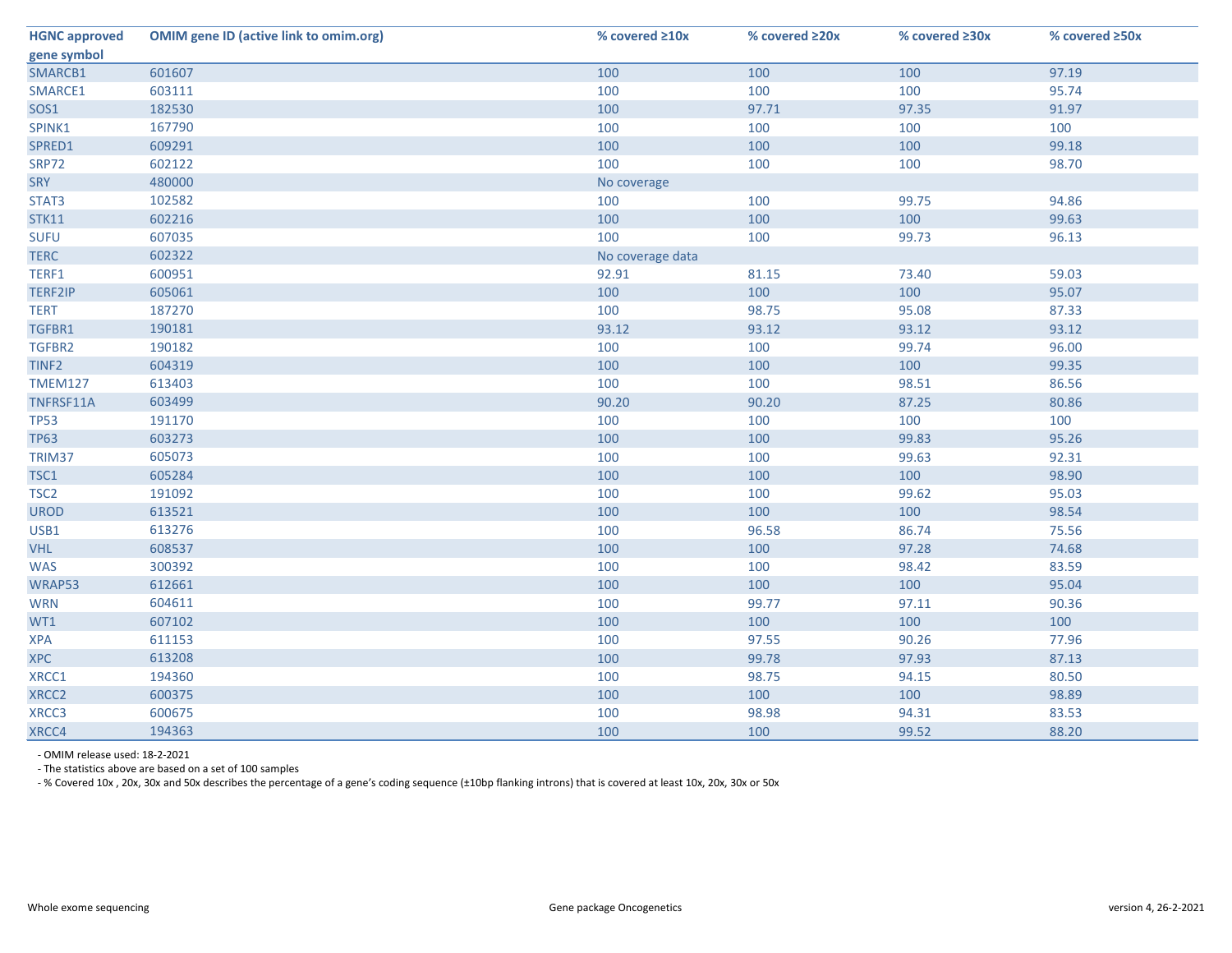| HGNC approved gene symbol | OMIM gene ID (active link to omim.org) | % covered ≥10x | % covered ≥20x | % covered ≥30x | % covered ≥50x |
|---|---|---|---|---|---|
| SMARCB1 | 601607 | 100 | 100 | 100 | 97.19 |
| SMARCE1 | 603111 | 100 | 100 | 100 | 95.74 |
| SOS1 | 182530 | 100 | 97.71 | 97.35 | 91.97 |
| SPINK1 | 167790 | 100 | 100 | 100 | 100 |
| SPRED1 | 609291 | 100 | 100 | 100 | 99.18 |
| SRP72 | 602122 | 100 | 100 | 100 | 98.70 |
| SRY | 480000 | No coverage | | | |
| STAT3 | 102582 | 100 | 100 | 99.75 | 94.86 |
| STK11 | 602216 | 100 | 100 | 100 | 99.63 |
| SUFU | 607035 | 100 | 100 | 99.73 | 96.13 |
| TERC | 602322 | No coverage data | | | |
| TERF1 | 600951 | 92.91 | 81.15 | 73.40 | 59.03 |
| TERF2IP | 605061 | 100 | 100 | 100 | 95.07 |
| TERT | 187270 | 100 | 98.75 | 95.08 | 87.33 |
| TGFBR1 | 190181 | 93.12 | 93.12 | 93.12 | 93.12 |
| TGFBR2 | 190182 | 100 | 100 | 99.74 | 96.00 |
| TINF2 | 604319 | 100 | 100 | 100 | 99.35 |
| TMEM127 | 613403 | 100 | 100 | 98.51 | 86.56 |
| TNFRSF11A | 603499 | 90.20 | 90.20 | 87.25 | 80.86 |
| TP53 | 191170 | 100 | 100 | 100 | 100 |
| TP63 | 603273 | 100 | 100 | 99.83 | 95.26 |
| TRIM37 | 605073 | 100 | 100 | 99.63 | 92.31 |
| TSC1 | 605284 | 100 | 100 | 100 | 98.90 |
| TSC2 | 191092 | 100 | 100 | 99.62 | 95.03 |
| UROD | 613521 | 100 | 100 | 100 | 98.54 |
| USB1 | 613276 | 100 | 96.58 | 86.74 | 75.56 |
| VHL | 608537 | 100 | 100 | 97.28 | 74.68 |
| WAS | 300392 | 100 | 100 | 98.42 | 83.59 |
| WRAP53 | 612661 | 100 | 100 | 100 | 95.04 |
| WRN | 604611 | 100 | 99.77 | 97.11 | 90.36 |
| WT1 | 607102 | 100 | 100 | 100 | 100 |
| XPA | 611153 | 100 | 97.55 | 90.26 | 77.96 |
| XPC | 613208 | 100 | 99.78 | 97.93 | 87.13 |
| XRCC1 | 194360 | 100 | 98.75 | 94.15 | 80.50 |
| XRCC2 | 600375 | 100 | 100 | 100 | 98.89 |
| XRCC3 | 600675 | 100 | 98.98 | 94.31 | 83.53 |
| XRCC4 | 194363 | 100 | 100 | 99.52 | 88.20 |

- OMIM release used: 18-2-2021
- The statistics above are based on a set of 100 samples
- % Covered 10x , 20x, 30x and 50x describes the percentage of a gene's coding sequence (±10bp flanking introns) that is covered at least 10x, 20x, 30x or 50x